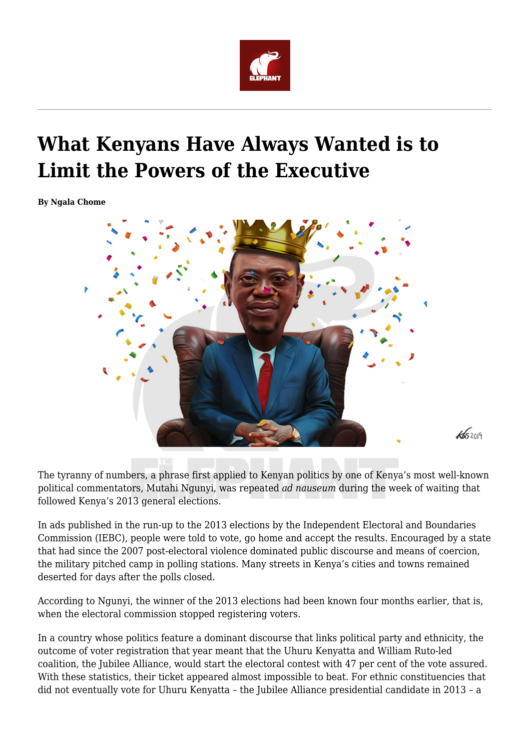# What Kenyans Have Always Wanted is to Limit the Powers of the Executive

**By Ngala Chome**

The tyranny of numbers, a phrase first applied to Kenyan politics by one of Kenya's most well-known political commentators, Mutahi Ngunyi, was repeated *ad nauseum* during the week of waiting that followed Kenya's 2013 general elections.

In ads published in the run-up to the 2013 elections by the Independent Electoral and Boundaries Commission (IEBC), people were told to vote, go home and accept the results. Encouraged by a state that had since the 2007 post-electoral violence dominated public discourse and means of coercion, the military pitched camp in polling stations. Many streets in Kenya's cities and towns remained deserted for days after the polls closed.

According to Ngunyi, the winner of the 2013 elections had been known four months earlier, that is, when the electoral commission stopped registering voters.

In a country whose politics feature a dominant discourse that links political party and ethnicity, the outcome of voter registration that year meant that the Uhuru Kenyatta and William Ruto-led coalition, the Jubilee Alliance, would start the electoral contest with 47 per cent of the vote assured. With these statistics, their ticket appeared almost impossible to beat. For ethnic constituencies that did not eventually vote for Uhuru Kenyatta – the Jubilee Alliance presidential candidate in 2013 – a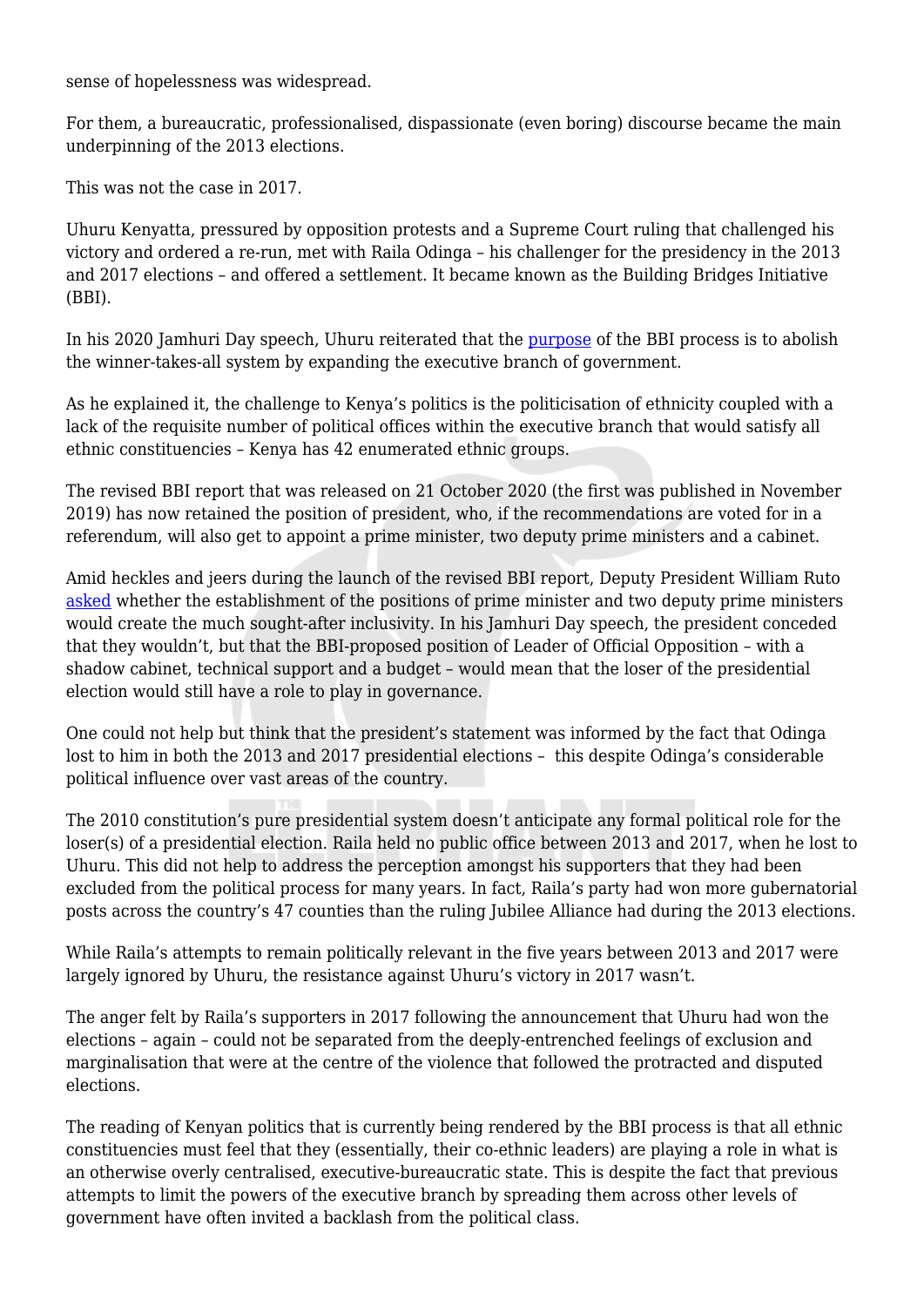sense of hopelessness was widespread.

For them, a bureaucratic, professionalised, dispassionate (even boring) discourse became the main underpinning of the 2013 elections.

This was not the case in 2017.

Uhuru Kenyatta, pressured by opposition protests and a Supreme Court ruling that challenged his victory and ordered a re-run, met with Raila Odinga – his challenger for the presidency in the 2013 and 2017 elections – and offered a settlement. It became known as the Building Bridges Initiative (BBI).

In his 2020 Jamhuri Day speech, Uhuru reiterated that the purpose of the BBI process is to abolish the winner-takes-all system by expanding the executive branch of government.

As he explained it, the challenge to Kenya's politics is the politicisation of ethnicity coupled with a lack of the requisite number of political offices within the executive branch that would satisfy all ethnic constituencies – Kenya has 42 enumerated ethnic groups.

The revised BBI report that was released on 21 October 2020 (the first was published in November 2019) has now retained the position of president, who, if the recommendations are voted for in a referendum, will also get to appoint a prime minister, two deputy prime ministers and a cabinet.

Amid heckles and jeers during the launch of the revised BBI report, Deputy President William Ruto asked whether the establishment of the positions of prime minister and two deputy prime ministers would create the much sought-after inclusivity. In his Jamhuri Day speech, the president conceded that they wouldn't, but that the BBI-proposed position of Leader of Official Opposition – with a shadow cabinet, technical support and a budget – would mean that the loser of the presidential election would still have a role to play in governance.

One could not help but think that the president's statement was informed by the fact that Odinga lost to him in both the 2013 and 2017 presidential elections – this despite Odinga's considerable political influence over vast areas of the country.

The 2010 constitution's pure presidential system doesn't anticipate any formal political role for the loser(s) of a presidential election. Raila held no public office between 2013 and 2017, when he lost to Uhuru. This did not help to address the perception amongst his supporters that they had been excluded from the political process for many years. In fact, Raila's party had won more gubernatorial posts across the country's 47 counties than the ruling Jubilee Alliance had during the 2013 elections.

While Raila's attempts to remain politically relevant in the five years between 2013 and 2017 were largely ignored by Uhuru, the resistance against Uhuru's victory in 2017 wasn't.

The anger felt by Raila's supporters in 2017 following the announcement that Uhuru had won the elections – again – could not be separated from the deeply-entrenched feelings of exclusion and marginalisation that were at the centre of the violence that followed the protracted and disputed elections.

The reading of Kenyan politics that is currently being rendered by the BBI process is that all ethnic constituencies must feel that they (essentially, their co-ethnic leaders) are playing a role in what is an otherwise overly centralised, executive-bureaucratic state. This is despite the fact that previous attempts to limit the powers of the executive branch by spreading them across other levels of government have often invited a backlash from the political class.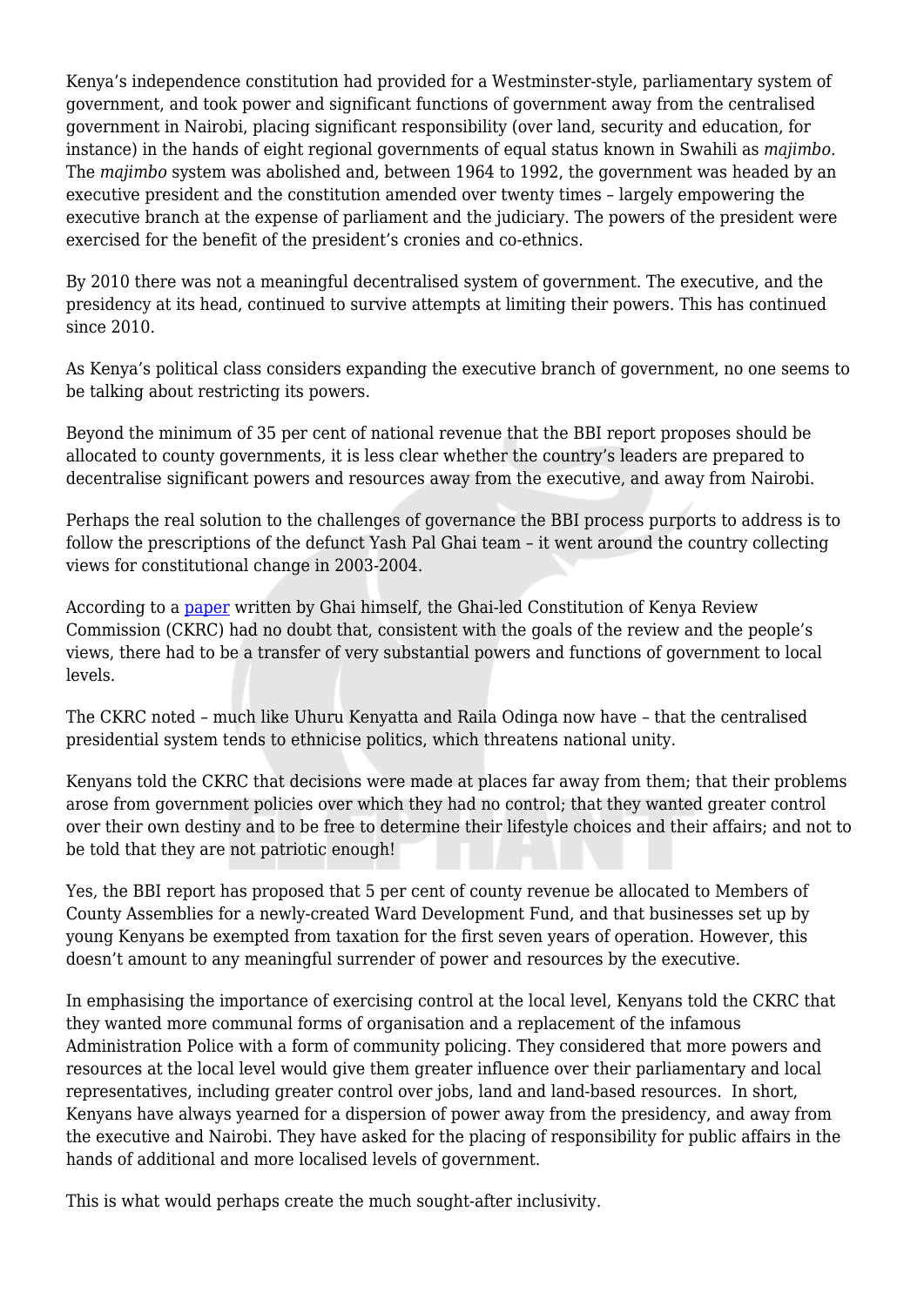Kenya's independence constitution had provided for a Westminster-style, parliamentary system of government, and took power and significant functions of government away from the centralised government in Nairobi, placing significant responsibility (over land, security and education, for instance) in the hands of eight regional governments of equal status known in Swahili as *majimbo*. The *majimbo* system was abolished and, between 1964 to 1992, the government was headed by an executive president and the constitution amended over twenty times – largely empowering the executive branch at the expense of parliament and the judiciary. The powers of the president were exercised for the benefit of the president's cronies and co-ethnics.

By 2010 there was not a meaningful decentralised system of government. The executive, and the presidency at its head, continued to survive attempts at limiting their powers. This has continued since 2010.

As Kenya's political class considers expanding the executive branch of government, no one seems to be talking about restricting its powers.

Beyond the minimum of 35 per cent of national revenue that the BBI report proposes should be allocated to county governments, it is less clear whether the country's leaders are prepared to decentralise significant powers and resources away from the executive, and away from Nairobi.

Perhaps the real solution to the challenges of governance the BBI process purports to address is to follow the prescriptions of the defunct Yash Pal Ghai team – it went around the country collecting views for constitutional change in 2003-2004.

According to a [paper]() written by Ghai himself, the Ghai-led Constitution of Kenya Review Commission (CKRC) had no doubt that, consistent with the goals of the review and the people's views, there had to be a transfer of very substantial powers and functions of government to local levels.

The CKRC noted – much like Uhuru Kenyatta and Raila Odinga now have – that the centralised presidential system tends to ethnicise politics, which threatens national unity.

Kenyans told the CKRC that decisions were made at places far away from them; that their problems arose from government policies over which they had no control; that they wanted greater control over their own destiny and to be free to determine their lifestyle choices and their affairs; and not to be told that they are not patriotic enough!

Yes, the BBI report has proposed that 5 per cent of county revenue be allocated to Members of County Assemblies for a newly-created Ward Development Fund, and that businesses set up by young Kenyans be exempted from taxation for the first seven years of operation. However, this doesn't amount to any meaningful surrender of power and resources by the executive.

In emphasising the importance of exercising control at the local level, Kenyans told the CKRC that they wanted more communal forms of organisation and a replacement of the infamous Administration Police with a form of community policing. They considered that more powers and resources at the local level would give them greater influence over their parliamentary and local representatives, including greater control over jobs, land and land-based resources. In short, Kenyans have always yearned for a dispersion of power away from the presidency, and away from the executive and Nairobi. They have asked for the placing of responsibility for public affairs in the hands of additional and more localised levels of government.

This is what would perhaps create the much sought-after inclusivity.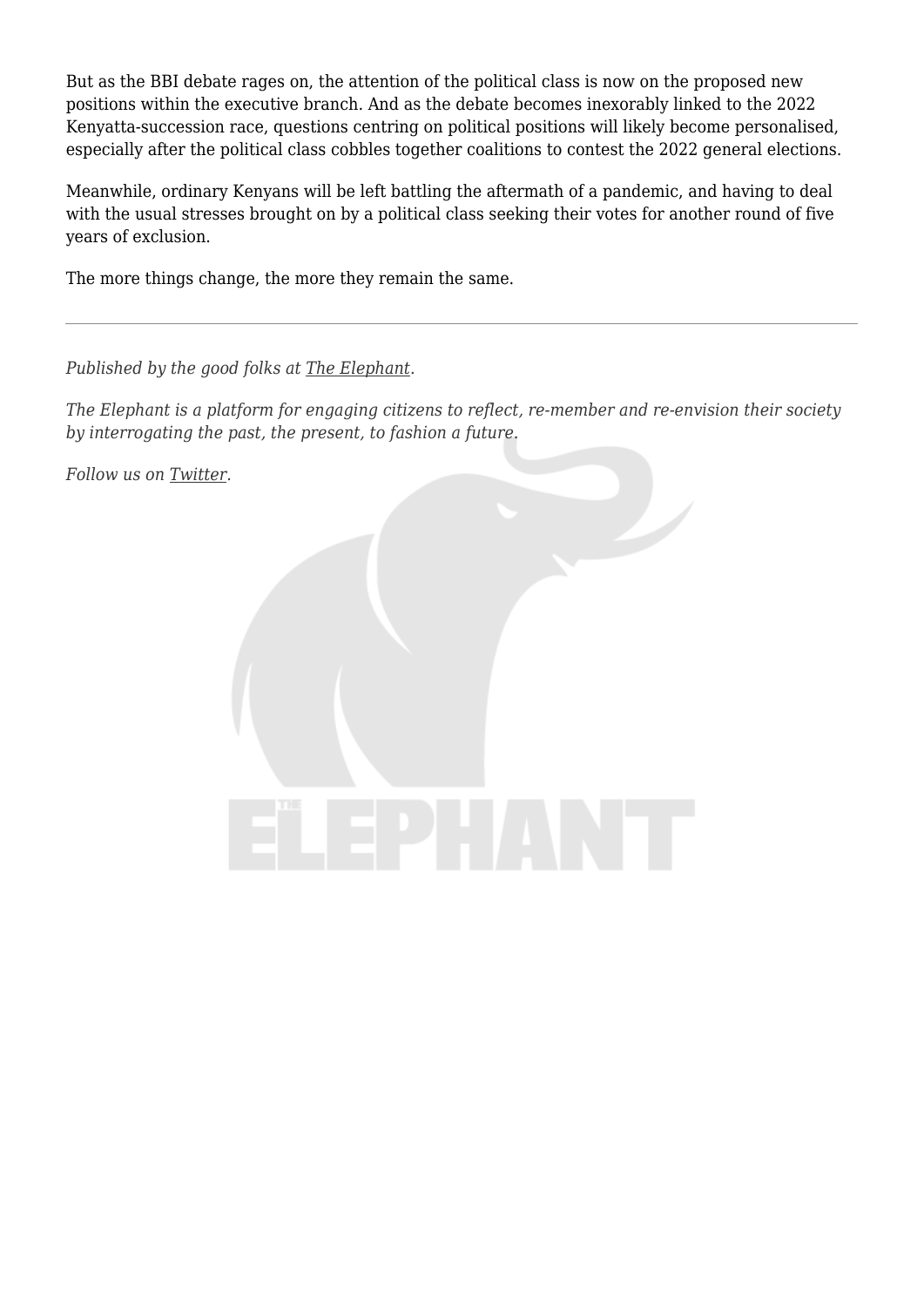But as the BBI debate rages on, the attention of the political class is now on the proposed new positions within the executive branch. And as the debate becomes inexorably linked to the 2022 Kenyatta-succession race, questions centring on political positions will likely become personalised, especially after the political class cobbles together coalitions to contest the 2022 general elections.

Meanwhile, ordinary Kenyans will be left battling the aftermath of a pandemic, and having to deal with the usual stresses brought on by a political class seeking their votes for another round of five years of exclusion.

The more things change, the more they remain the same.

---

*Published by the good folks at The Elephant.*

*The Elephant is a platform for engaging citizens to reflect, re-member and re-envision their society by interrogating the past, the present, to fashion a future.*

*Follow us on Twitter.*